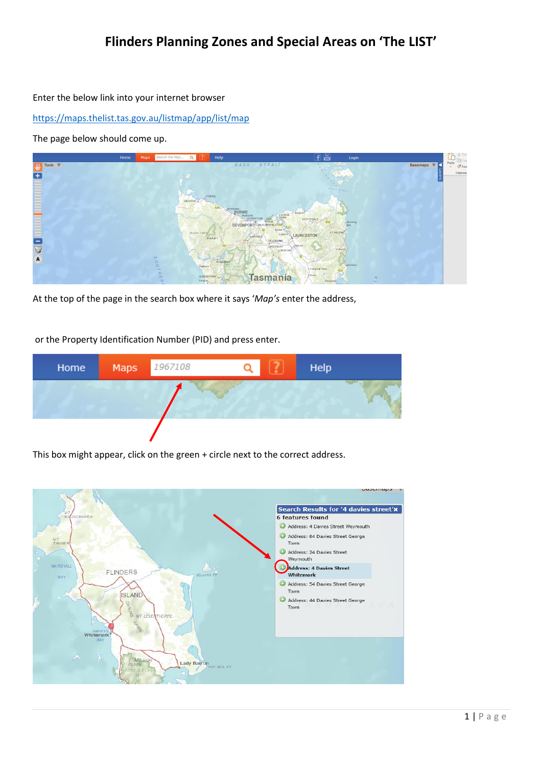# Flinders Planning Zones and Special Areas on 'The LIST'

Enter the below link into your internet browser

https://maps.thelist.tas.gov.au/listmap/app/list/map

The page below should come up.

At the top of the page in the search box where it says '*Map's* enter the address,

or the Property Identification Number (PID) and press enter.

This box might appear, click on the green + circle next to the correct address.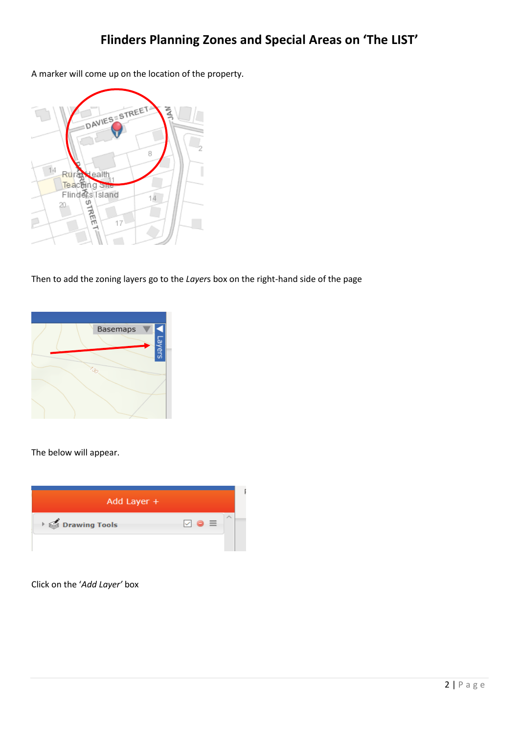# Flinders Planning Zones and Special Areas on 'The LIST'

A marker will come up on the location of the property.

Then to add the zoning layers go to the *Layers* box on the right-hand side of the page

The below will appear.

Click on the '*Add Layer'* box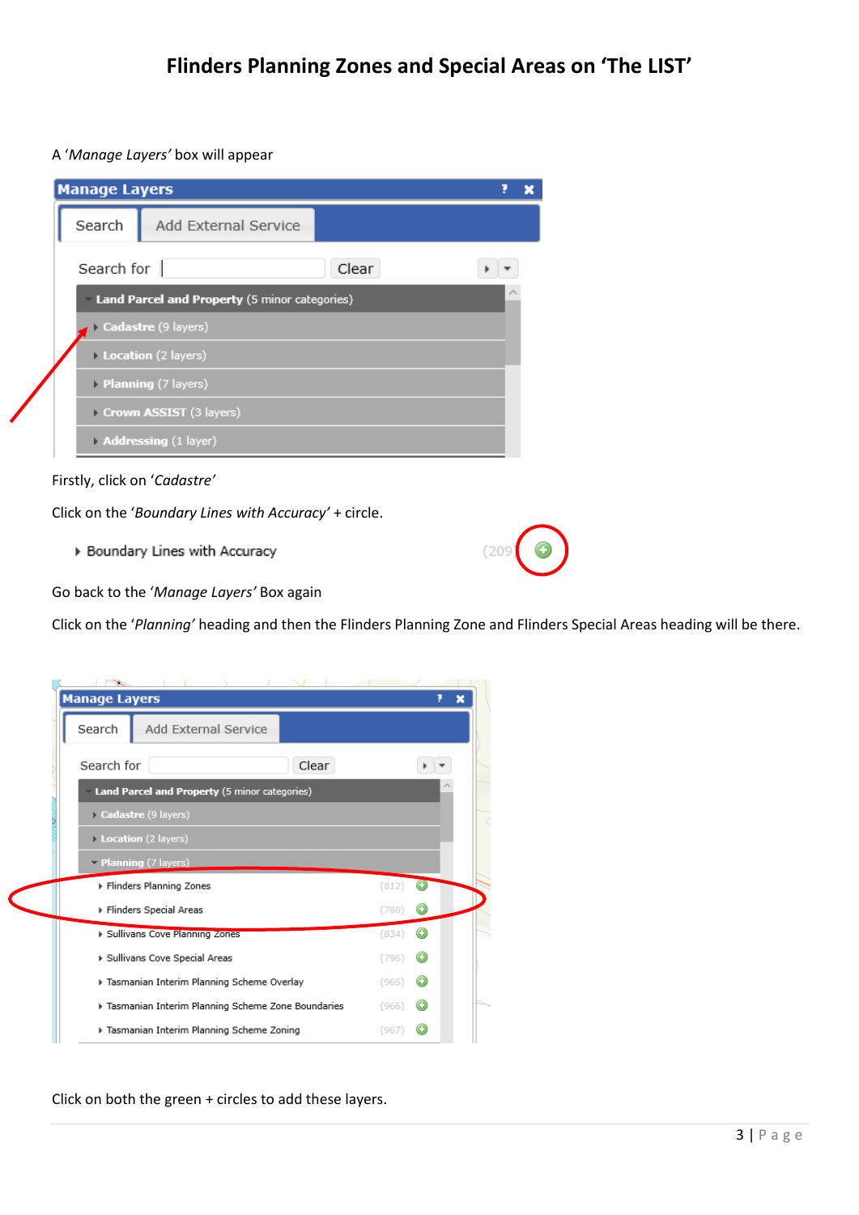# Flinders Planning Zones and Special Areas on 'The LIST'

A '*Manage Layers*' box will appear

Firstly, click on '*Cadastre*'

Click on the '*Boundary Lines with Accuracy*' + circle.

Go back to the '*Manage Layers*' Box again

Click on the '*Planning*' heading and then the Flinders Planning Zone and Flinders Special Areas heading will be there.

Click on both the green + circles to add these layers.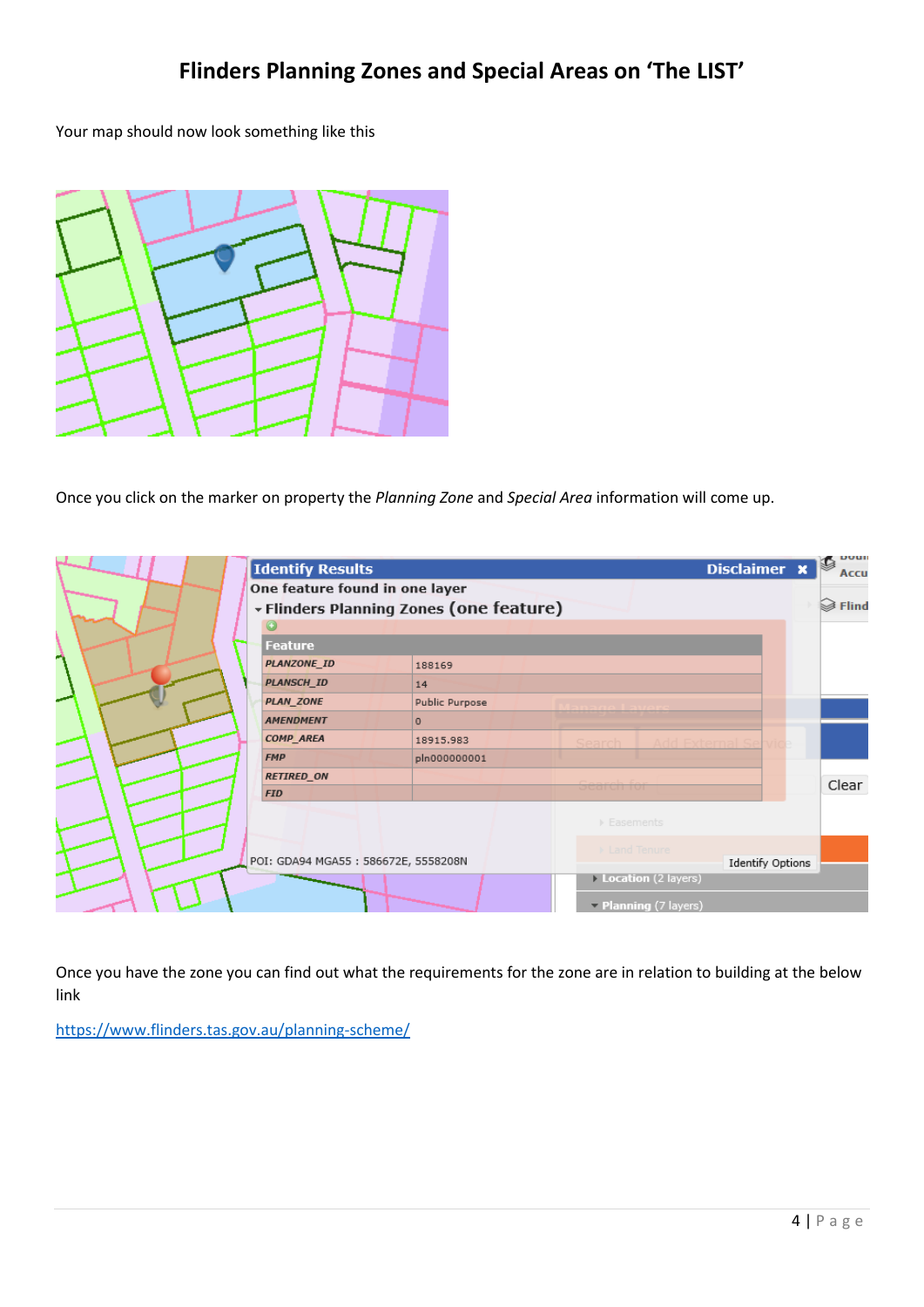# Flinders Planning Zones and Special Areas on 'The LIST'

Your map should now look something like this

Once you click on the marker on property the *Planning Zone* and *Special Area* information will come up.

Once you have the zone you can find out what the requirements for the zone are in relation to building at the below link

https://www.flinders.tas.gov.au/planning-scheme/